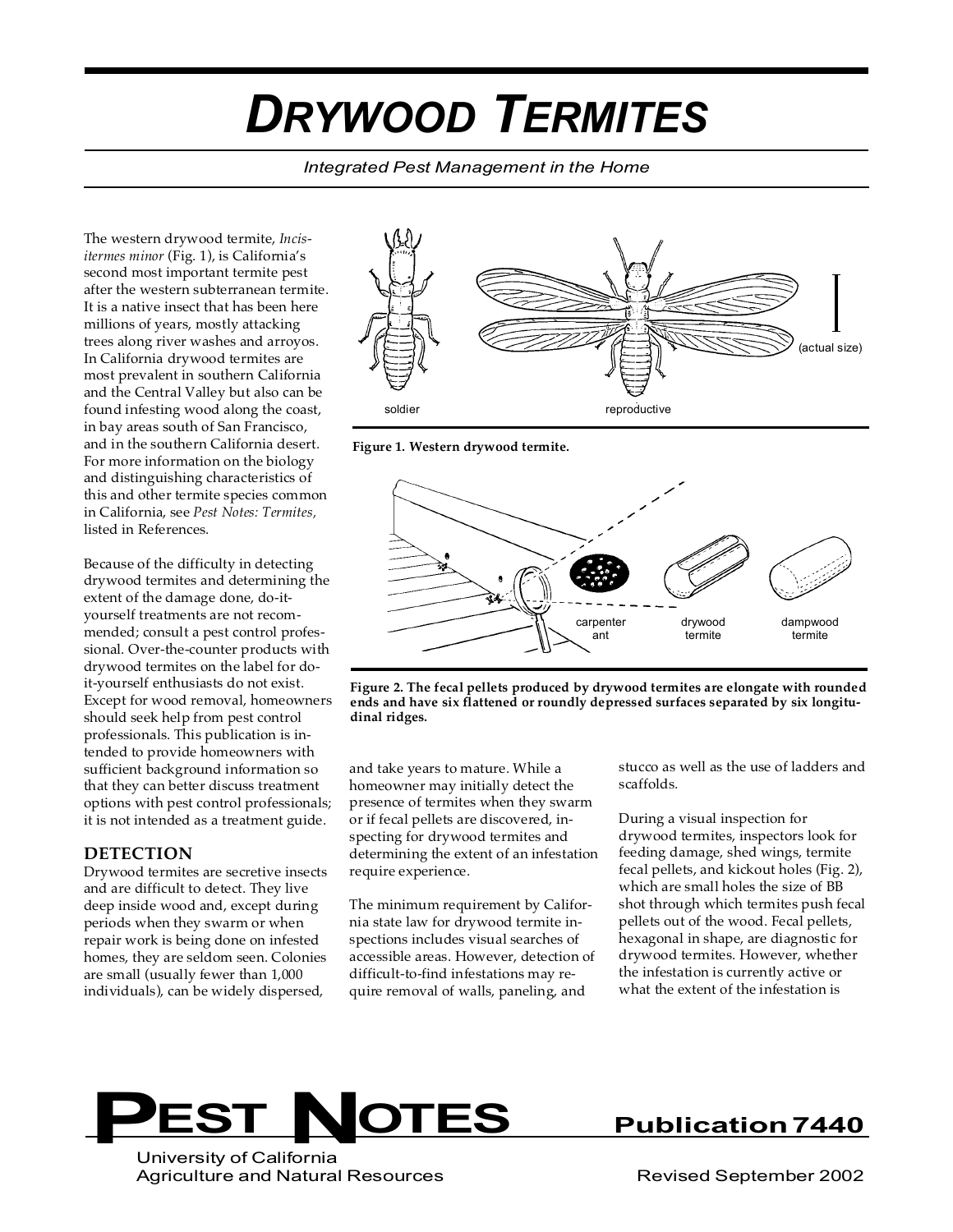# DRYWOOD TERMITES

*Integrated Pest Management in the Home*

The western drywood termite, *Incisitermes minor* (Fig. 1), is California's second most important termite pest after the western subterranean termite. It is a native insect that has been here millions of years, mostly attacking trees along river washes and arroyos. In California drywood termites are most prevalent in southern California and the Central Valley but also can be found infesting wood along the coast, in bay areas south of San Francisco, and in the southern California desert. For more information on the biology and distinguishing characteristics of this and other termite species common in California, see *Pest Notes: Termites,* listed in References.

Because of the difficulty in detecting drywood termites and determining the extent of the damage done, do-it-yourself treatments are not recommended; consult a pest control professional. Over-the-counter products with drywood termites on the label for do-it-yourself enthusiasts do not exist. Except for wood removal, homeowners should seek help from pest control professionals. This publication is intended to provide homeowners with sufficient background information so that they can better discuss treatment options with pest control professionals; it is not intended as a treatment guide.

**Figure 1. Western drywood termite.**

**Figure 2. The fecal pellets produced by drywood termites are elongate with rounded ends and have six flattened or roundly depressed surfaces separated by six longitudinal ridges.**

## DETECTION

Drywood termites are secretive insects and are difficult to detect. They live deep inside wood and, except during periods when they swarm or when repair work is being done on infested homes, they are seldom seen. Colonies are small (usually fewer than 1,000 individuals), can be widely dispersed, and take years to mature. While a homeowner may initially detect the presence of termites when they swarm or if fecal pellets are discovered, inspecting for drywood termites and determining the extent of an infestation require experience.

The minimum requirement by California state law for drywood termite inspections includes visual searches of accessible areas. However, detection of difficult-to-find infestations may require removal of walls, paneling, and stucco as well as the use of ladders and scaffolds.

During a visual inspection for drywood termites, inspectors look for feeding damage, shed wings, termite fecal pellets, and kickout holes (Fig. 2), which are small holes the size of BB shot through which termites push fecal pellets out of the wood. Fecal pellets, hexagonal in shape, are diagnostic for drywood termites. However, whether the infestation is currently active or what the extent of the infestation is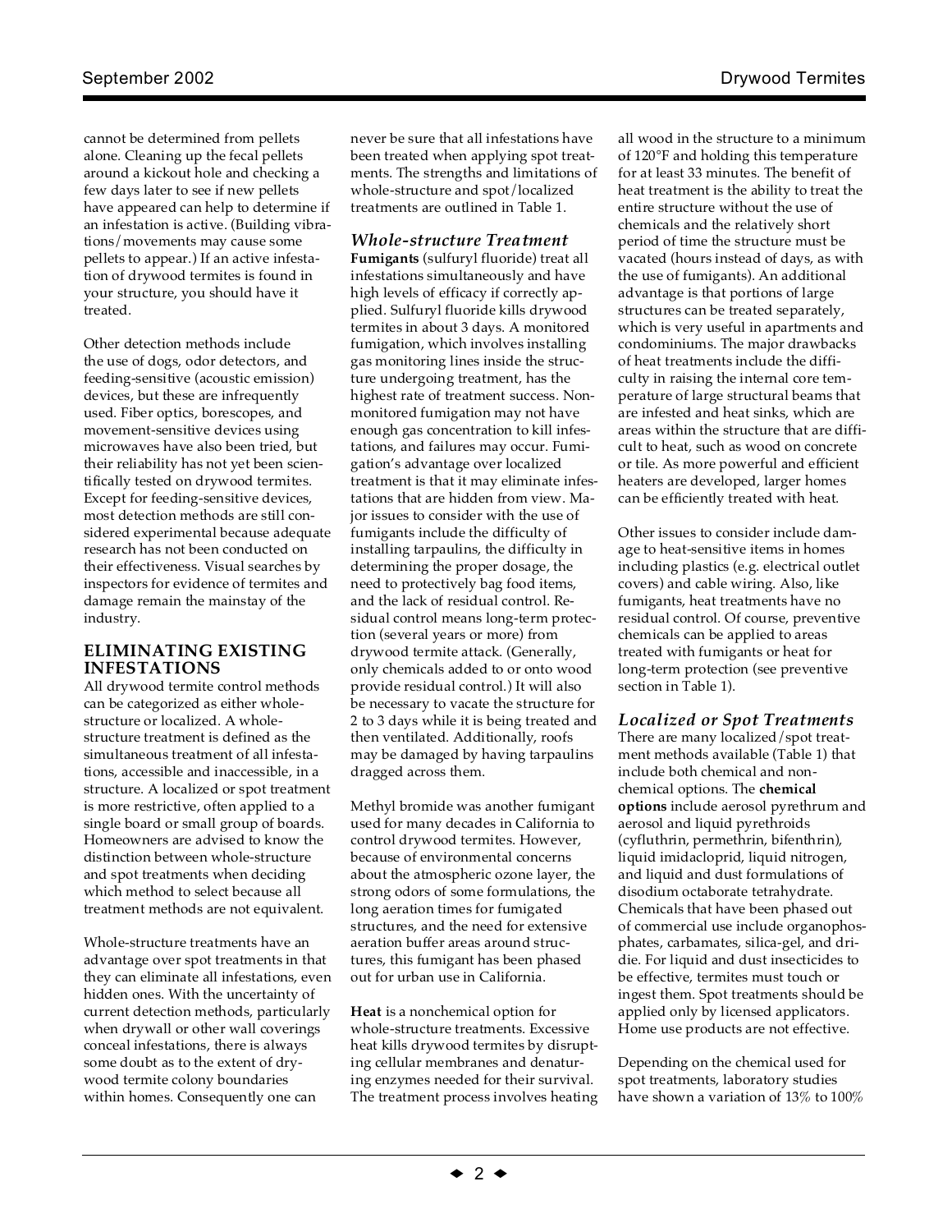cannot be determined from pellets alone. Cleaning up the fecal pellets around a kickout hole and checking a few days later to see if new pellets have appeared can help to determine if an infestation is active. (Building vibrations/movements may cause some pellets to appear.) If an active infestation of drywood termites is found in your structure, you should have it treated.

Other detection methods include the use of dogs, odor detectors, and feeding-sensitive (acoustic emission) devices, but these are infrequently used. Fiber optics, borescopes, and movement-sensitive devices using microwaves have also been tried, but their reliability has not yet been scientifically tested on drywood termites. Except for feeding-sensitive devices, most detection methods are still considered experimental because adequate research has not been conducted on their effectiveness. Visual searches by inspectors for evidence of termites and damage remain the mainstay of the industry.

## ELIMINATING EXISTING INFESTATIONS

All drywood termite control methods can be categorized as either whole-structure or localized. A whole-structure treatment is defined as the simultaneous treatment of all infestations, accessible and inaccessible, in a structure. A localized or spot treatment is more restrictive, often applied to a single board or small group of boards. Homeowners are advised to know the distinction between whole-structure and spot treatments when deciding which method to select because all treatment methods are not equivalent.

Whole-structure treatments have an advantage over spot treatments in that they can eliminate all infestations, even hidden ones. With the uncertainty of current detection methods, particularly when drywall or other wall coverings conceal infestations, there is always some doubt as to the extent of drywood termite colony boundaries within homes. Consequently one can never be sure that all infestations have been treated when applying spot treatments. The strengths and limitations of whole-structure and spot/localized treatments are outlined in Table 1.

### *Whole-structure Treatment*

**Fumigants** (sulfuryl fluoride) treat all infestations simultaneously and have high levels of efficacy if correctly applied. Sulfuryl fluoride kills drywood termites in about 3 days. A monitored fumigation, which involves installing gas monitoring lines inside the structure undergoing treatment, has the highest rate of treatment success. Non-monitored fumigation may not have enough gas concentration to kill infestations, and failures may occur. Fumigation's advantage over localized treatment is that it may eliminate infestations that are hidden from view. Major issues to consider with the use of fumigants include the difficulty of installing tarpaulins, the difficulty in determining the proper dosage, the need to protectively bag food items, and the lack of residual control. Residual control means long-term protection (several years or more) from drywood termite attack. (Generally, only chemicals added to or onto wood provide residual control.) It will also be necessary to vacate the structure for 2 to 3 days while it is being treated and then ventilated. Additionally, roofs may be damaged by having tarpaulins dragged across them.

Methyl bromide was another fumigant used for many decades in California to control drywood termites. However, because of environmental concerns about the atmospheric ozone layer, the strong odors of some formulations, the long aeration times for fumigated structures, and the need for extensive aeration buffer areas around structures, this fumigant has been phased out for urban use in California.

**Heat** is a nonchemical option for whole-structure treatments. Excessive heat kills drywood termites by disrupting cellular membranes and denaturing enzymes needed for their survival. The treatment process involves heating all wood in the structure to a minimum of 120°F and holding this temperature for at least 33 minutes. The benefit of heat treatment is the ability to treat the entire structure without the use of chemicals and the relatively short period of time the structure must be vacated (hours instead of days, as with the use of fumigants). An additional advantage is that portions of large structures can be treated separately, which is very useful in apartments and condominiums. The major drawbacks of heat treatments include the difficulty in raising the internal core temperature of large structural beams that are infested and heat sinks, which are areas within the structure that are difficult to heat, such as wood on concrete or tile. As more powerful and efficient heaters are developed, larger homes can be efficiently treated with heat.

Other issues to consider include damage to heat-sensitive items in homes including plastics (e.g. electrical outlet covers) and cable wiring. Also, like fumigants, heat treatments have no residual control. Of course, preventive chemicals can be applied to areas treated with fumigants or heat for long-term protection (see preventive section in Table 1).

### *Localized or Spot Treatments*

There are many localized/spot treatment methods available (Table 1) that include both chemical and non-chemical options. The **chemical options** include aerosol pyrethrum and aerosol and liquid pyrethroids (cyfluthrin, permethrin, bifenthrin), liquid imidacloprid, liquid nitrogen, and liquid and dust formulations of disodium octaborate tetrahydrate. Chemicals that have been phased out of commercial use include organophosphates, carbamates, silica-gel, and dridie. For liquid and dust insecticides to be effective, termites must touch or ingest them. Spot treatments should be applied only by licensed applicators. Home use products are not effective.

Depending on the chemical used for spot treatments, laboratory studies have shown a variation of 13% to 100%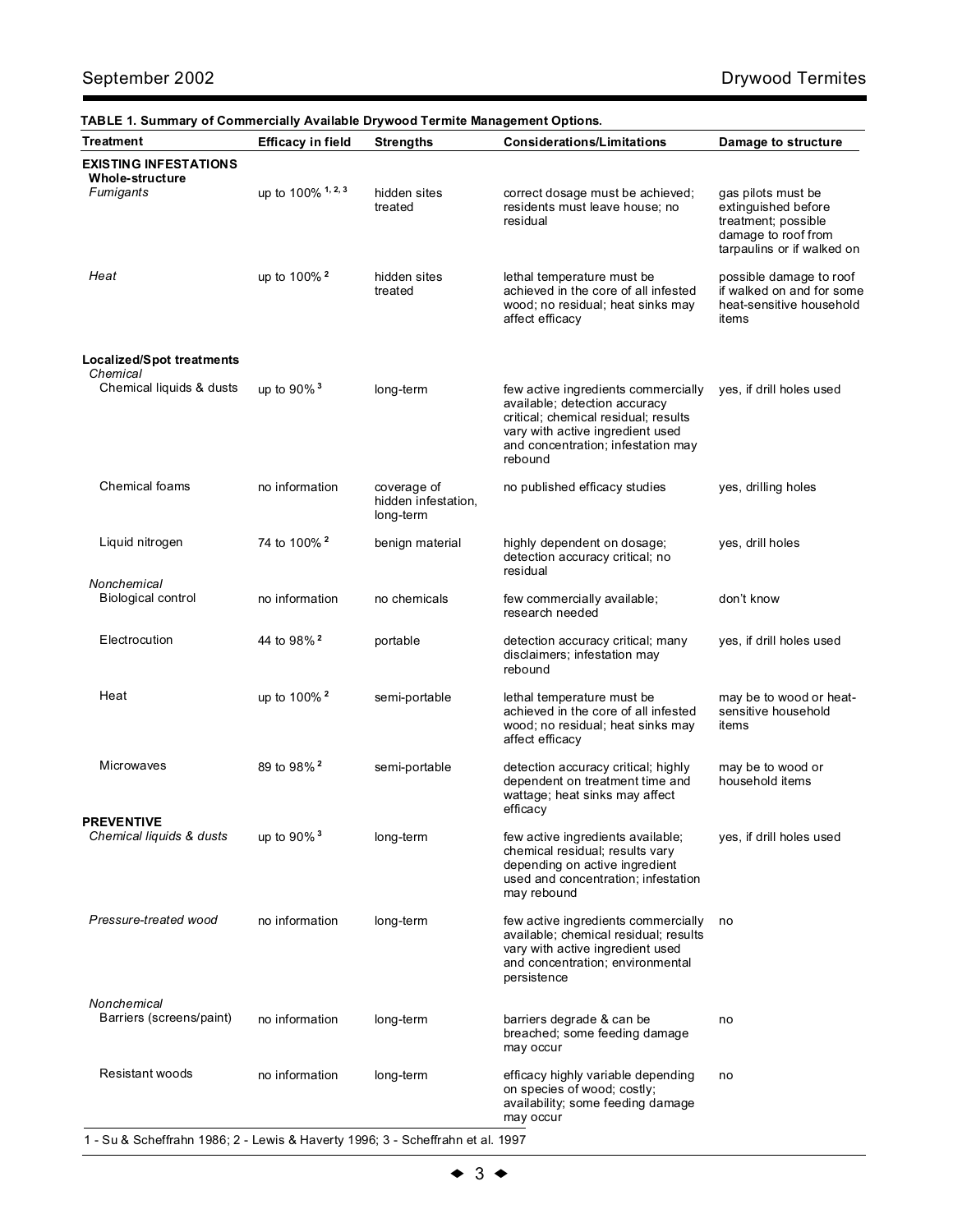**TABLE 1. Summary of Commercially Available Drywood Termite Management Options.**

| Treatment | Efficacy in field | Strengths | Considerations/Limitations | Damage to structure |
|---|---|---|---|---|
| **EXISTING INFESTATIONS** | | | | |
| **Whole-structure** | | | | |
| *Fumigants* | up to 100% [1, 2, 3] | hidden sites treated | correct dosage must be achieved; residents must leave house; no residual | gas pilots must be extinguished before treatment; possible damage to roof from tarpaulins or if walked on |
| *Heat* | up to 100% [2] | hidden sites treated | lethal temperature must be achieved in the core of all infested wood; no residual; heat sinks may affect efficacy | possible damage to roof if walked on and for some heat-sensitive household items |
| **Localized/Spot treatments** | | | | |
| *Chemical* | | | | |
| Chemical liquids & dusts | up to 90% [3] | long-term | few active ingredients commercially available; detection accuracy critical; chemical residual; results vary with active ingredient used and concentration; infestation may rebound | yes, if drill holes used |
| Chemical foams | no information | coverage of hidden infestation, long-term | no published efficacy studies | yes, drilling holes |
| Liquid nitrogen | 74 to 100% [2] | benign material | highly dependent on dosage; detection accuracy critical; no residual | yes, drill holes |
| *Nonchemical* | | | | |
| Biological control | no information | no chemicals | few commercially available; research needed | don't know |
| Electrocution | 44 to 98% [2] | portable | detection accuracy critical; many disclaimers; infestation may rebound | yes, if drill holes used |
| Heat | up to 100% [2] | semi-portable | lethal temperature must be achieved in the core of all infested wood; no residual; heat sinks may affect efficacy | may be to wood or heat-sensitive household items |
| Microwaves | 89 to 98% [2] | semi-portable | detection accuracy critical; highly dependent on treatment time and wattage; heat sinks may affect efficacy | may be to wood or household items |
| **PREVENTIVE** | | | | |
| *Chemical liquids & dusts* | up to 90% [3] | long-term | few active ingredients available; chemical residual; results vary depending on active ingredient used and concentration; infestation may rebound | yes, if drill holes used |
| *Pressure-treated wood* | no information | long-term | few active ingredients commercially available; chemical residual; results vary with active ingredient used and concentration; environmental persistence | no |
| *Nonchemical* | | | | |
| Barriers (screens/paint) | no information | long-term | barriers degrade & can be breached; some feeding damage may occur | no |
| Resistant woods | no information | long-term | efficacy highly variable depending on species of wood; costly; availability; some feeding damage may occur | no |

1 - Su & Scheffrahn 1986; 2 - Lewis & Haverty 1996; 3 - Scheffrahn et al. 1997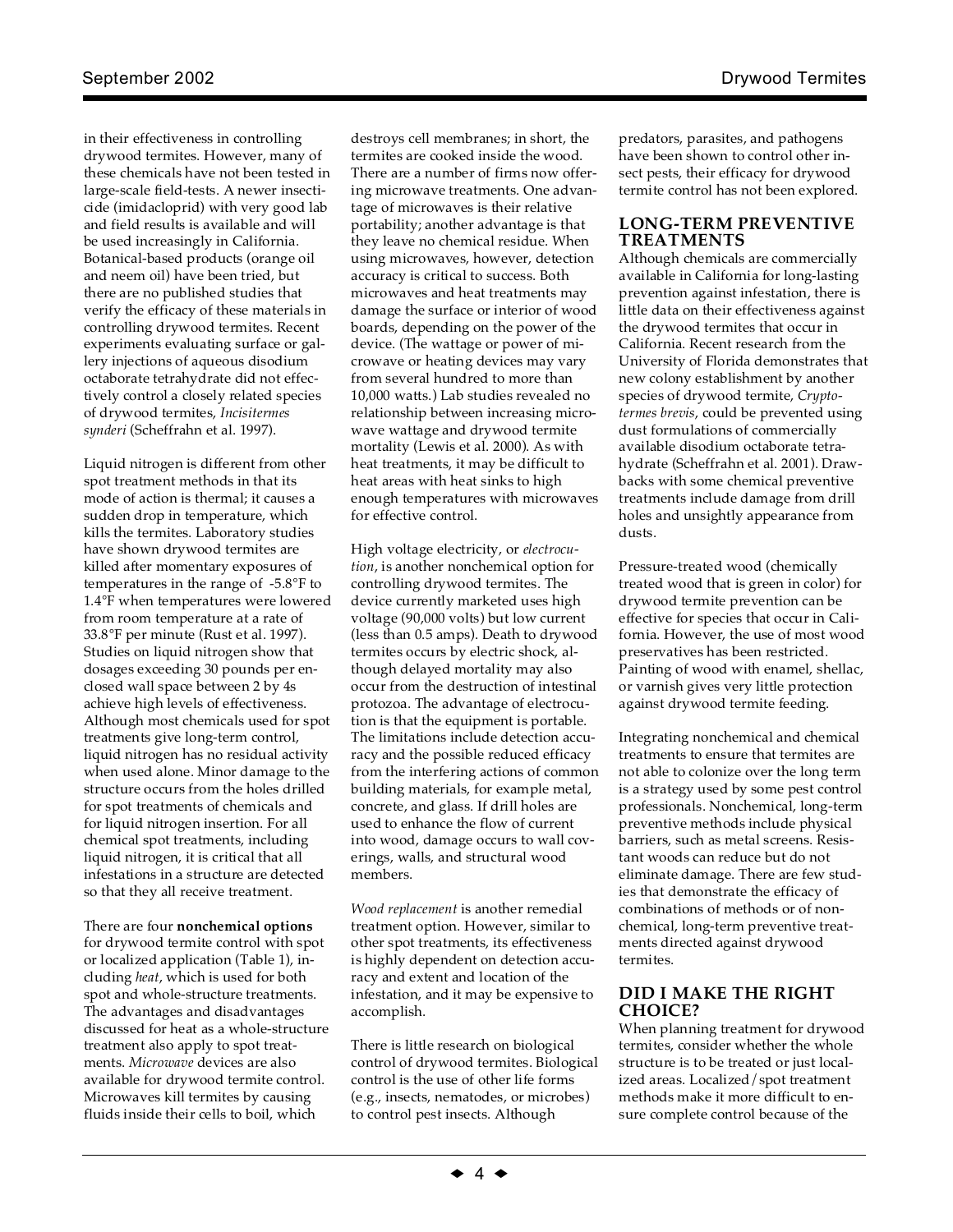in their effectiveness in controlling drywood termites. However, many of these chemicals have not been tested in large-scale field-tests. A newer insecticide (imidacloprid) with very good lab and field results is available and will be used increasingly in California. Botanical-based products (orange oil and neem oil) have been tried, but there are no published studies that verify the efficacy of these materials in controlling drywood termites. Recent experiments evaluating surface or gallery injections of aqueous disodium octaborate tetrahydrate did not effectively control a closely related species of drywood termites, *Incisitermes synderi* (Scheffrahn et al. 1997).

Liquid nitrogen is different from other spot treatment methods in that its mode of action is thermal; it causes a sudden drop in temperature, which kills the termites. Laboratory studies have shown drywood termites are killed after momentary exposures of temperatures in the range of -5.8°F to 1.4°F when temperatures were lowered from room temperature at a rate of 33.8°F per minute (Rust et al. 1997). Studies on liquid nitrogen show that dosages exceeding 30 pounds per enclosed wall space between 2 by 4s achieve high levels of effectiveness. Although most chemicals used for spot treatments give long-term control, liquid nitrogen has no residual activity when used alone. Minor damage to the structure occurs from the holes drilled for spot treatments of chemicals and for liquid nitrogen insertion. For all chemical spot treatments, including liquid nitrogen, it is critical that all infestations in a structure are detected so that they all receive treatment.

There are four **nonchemical options** for drywood termite control with spot or localized application (Table 1), including *heat*, which is used for both spot and whole-structure treatments. The advantages and disadvantages discussed for heat as a whole-structure treatment also apply to spot treatments. *Microwave* devices are also available for drywood termite control. Microwaves kill termites by causing fluids inside their cells to boil, which destroys cell membranes; in short, the termites are cooked inside the wood. There are a number of firms now offering microwave treatments. One advantage of microwaves is their relative portability; another advantage is that they leave no chemical residue. When using microwaves, however, detection accuracy is critical to success. Both microwaves and heat treatments may damage the surface or interior of wood boards, depending on the power of the device. (The wattage or power of microwave or heating devices may vary from several hundred to more than 10,000 watts.) Lab studies revealed no relationship between increasing microwave wattage and drywood termite mortality (Lewis et al. 2000). As with heat treatments, it may be difficult to heat areas with heat sinks to high enough temperatures with microwaves for effective control.

High voltage electricity, or *electrocution*, is another nonchemical option for controlling drywood termites. The device currently marketed uses high voltage (90,000 volts) but low current (less than 0.5 amps). Death to drywood termites occurs by electric shock, although delayed mortality may also occur from the destruction of intestinal protozoa. The advantage of electrocution is that the equipment is portable. The limitations include detection accuracy and the possible reduced efficacy from the interfering actions of common building materials, for example metal, concrete, and glass. If drill holes are used to enhance the flow of current into wood, damage occurs to wall coverings, walls, and structural wood members.

*Wood replacement* is another remedial treatment option. However, similar to other spot treatments, its effectiveness is highly dependent on detection accuracy and extent and location of the infestation, and it may be expensive to accomplish.

There is little research on biological control of drywood termites. Biological control is the use of other life forms (e.g., insects, nematodes, or microbes) to control pest insects. Although predators, parasites, and pathogens have been shown to control other insect pests, their efficacy for drywood termite control has not been explored.

## LONG-TERM PREVENTIVE TREATMENTS

Although chemicals are commercially available in California for long-lasting prevention against infestation, there is little data on their effectiveness against the drywood termites that occur in California. Recent research from the University of Florida demonstrates that new colony establishment by another species of drywood termite, *Cryptotermes brevis*, could be prevented using dust formulations of commercially available disodium octaborate tetrahydrate (Scheffrahn et al. 2001). Drawbacks with some chemical preventive treatments include damage from drill holes and unsightly appearance from dusts.

Pressure-treated wood (chemically treated wood that is green in color) for drywood termite prevention can be effective for species that occur in California. However, the use of most wood preservatives has been restricted. Painting of wood with enamel, shellac, or varnish gives very little protection against drywood termite feeding.

Integrating nonchemical and chemical treatments to ensure that termites are not able to colonize over the long term is a strategy used by some pest control professionals. Nonchemical, long-term preventive methods include physical barriers, such as metal screens. Resistant woods can reduce but do not eliminate damage. There are few studies that demonstrate the efficacy of combinations of methods or of nonchemical, long-term preventive treatments directed against drywood termites.

## DID I MAKE THE RIGHT CHOICE?

When planning treatment for drywood termites, consider whether the whole structure is to be treated or just localized areas. Localized/spot treatment methods make it more difficult to ensure complete control because of the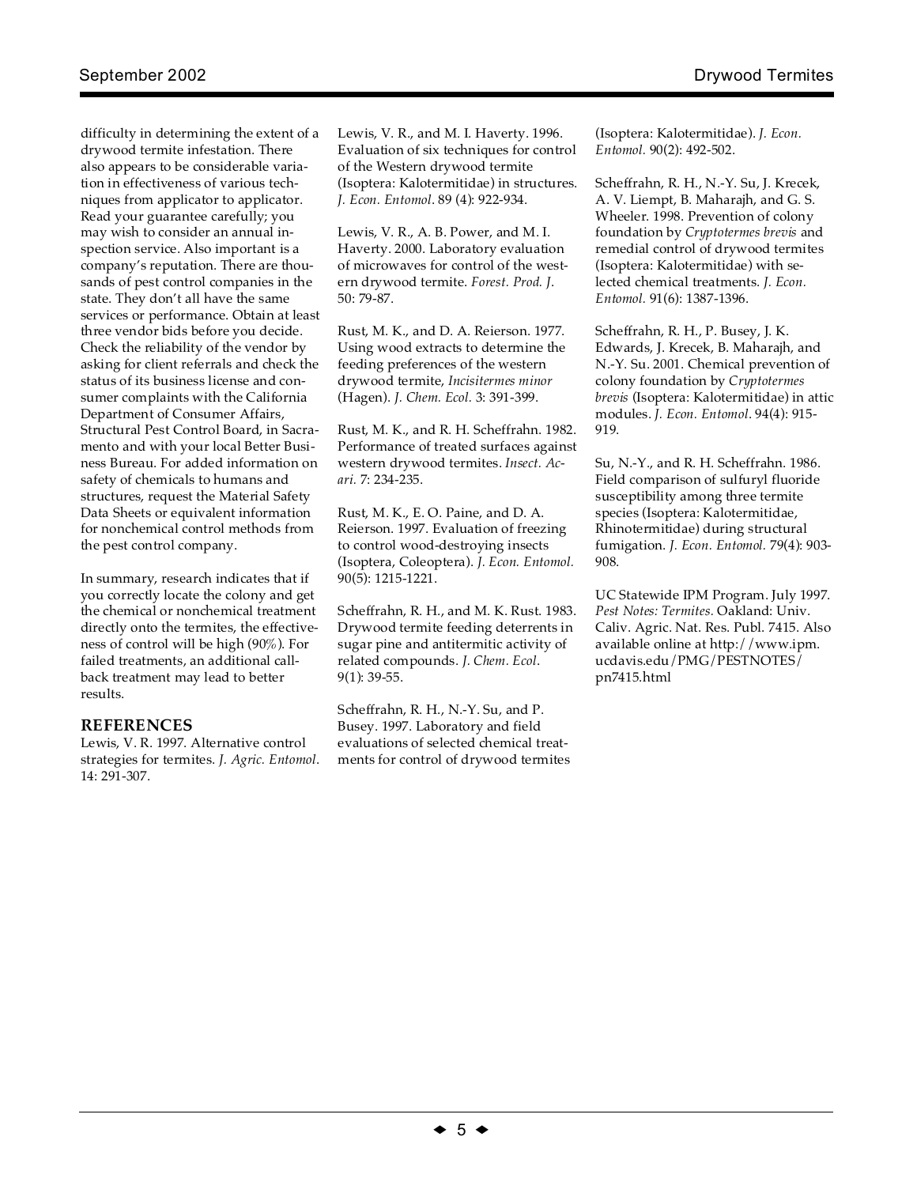difficulty in determining the extent of a drywood termite infestation. There also appears to be considerable variation in effectiveness of various techniques from applicator to applicator. Read your guarantee carefully; you may wish to consider an annual inspection service. Also important is a company's reputation. There are thousands of pest control companies in the state. They don't all have the same services or performance. Obtain at least three vendor bids before you decide. Check the reliability of the vendor by asking for client referrals and check the status of its business license and consumer complaints with the California Department of Consumer Affairs, Structural Pest Control Board, in Sacramento and with your local Better Business Bureau. For added information on safety of chemicals to humans and structures, request the Material Safety Data Sheets or equivalent information for nonchemical control methods from the pest control company.

In summary, research indicates that if you correctly locate the colony and get the chemical or nonchemical treatment directly onto the termites, the effectiveness of control will be high (90%). For failed treatments, an additional callback treatment may lead to better results.

## REFERENCES

Lewis, V. R. 1997. Alternative control strategies for termites. *J. Agric. Entomol.* 14: 291-307.

Lewis, V. R., and M. I. Haverty. 1996. Evaluation of six techniques for control of the Western drywood termite (Isoptera: Kalotermitidae) in structures. *J. Econ. Entomol*. 89 (4): 922-934.

Lewis, V. R., A. B. Power, and M. I. Haverty. 2000. Laboratory evaluation of microwaves for control of the western drywood termite. *Forest. Prod. J.* 50: 79-87.

Rust, M. K., and D. A. Reierson. 1977. Using wood extracts to determine the feeding preferences of the western drywood termite, *Incisitermes minor* (Hagen). *J. Chem. Ecol.* 3: 391-399.

Rust, M. K., and R. H. Scheffrahn. 1982. Performance of treated surfaces against western drywood termites. *Insect. Acari.* 7: 234-235.

Rust, M. K., E. O. Paine, and D. A. Reierson. 1997. Evaluation of freezing to control wood-destroying insects (Isoptera, Coleoptera). *J. Econ. Entomol.* 90(5): 1215-1221.

Scheffrahn, R. H., and M. K. Rust. 1983. Drywood termite feeding deterrents in sugar pine and antitermitic activity of related compounds. *J. Chem. Ecol*. 9(1): 39-55.

Scheffrahn, R. H., N.-Y. Su, and P. Busey. 1997. Laboratory and field evaluations of selected chemical treatments for control of drywood termites (Isoptera: Kalotermitidae). *J. Econ. Entomol.* 90(2): 492-502.

Scheffrahn, R. H., N.-Y. Su, J. Krecek, A. V. Liempt, B. Maharajh, and G. S. Wheeler. 1998. Prevention of colony foundation by *Cryptotermes brevis* and remedial control of drywood termites (Isoptera: Kalotermitidae) with selected chemical treatments. *J. Econ. Entomol.* 91(6): 1387-1396.

Scheffrahn, R. H., P. Busey, J. K. Edwards, J. Krecek, B. Maharajh, and N.-Y. Su. 2001. Chemical prevention of colony foundation by *Cryptotermes brevis* (Isoptera: Kalotermitidae) in attic modules. *J. Econ. Entomol*. 94(4): 915-919.

Su, N.-Y., and R. H. Scheffrahn. 1986. Field comparison of sulfuryl fluoride susceptibility among three termite species (Isoptera: Kalotermitidae, Rhinotermitidae) during structural fumigation. *J. Econ. Entomol.* 79(4): 903-908.

UC Statewide IPM Program. July 1997. *Pest Notes: Termites.* Oakland: Univ. Caliv. Agric. Nat. Res. Publ. 7415. Also available online at http://www.ipm.ucdavis.edu/PMG/PESTNOTES/pn7415.html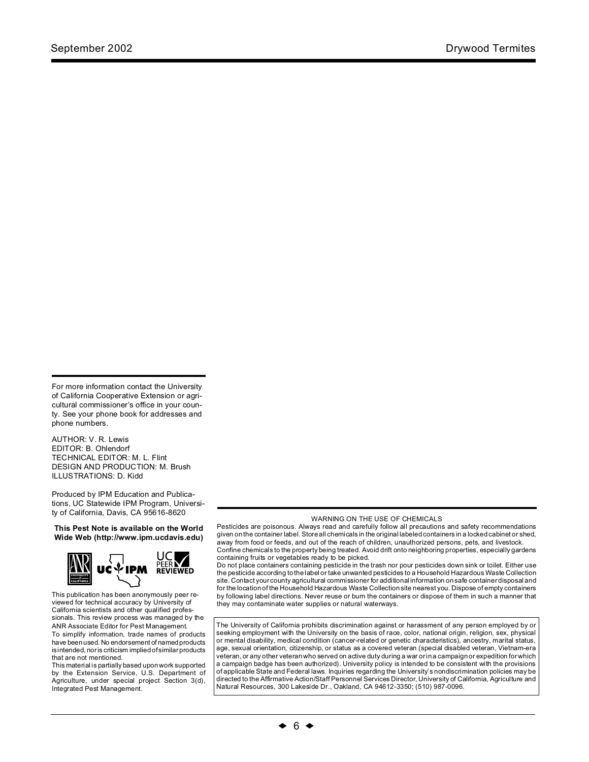For more information contact the University of California Cooperative Extension or agricultural commissioner's office in your county. See your phone book for addresses and phone numbers.

AUTHOR: V. R. Lewis
EDITOR: B. Ohlendorf
TECHNICAL EDITOR: M. L. Flint
DESIGN AND PRODUCTION: M. Brush
ILLUSTRATIONS: D. Kidd

Produced by IPM Education and Publications, UC Statewide IPM Program, University of California, Davis, CA 95616-8620

**This Pest Note is available on the World Wide Web (http://www.ipm.ucdavis.edu)**

This publication has been anonymously peer reviewed for technical accuracy by University of California scientists and other qualified professionals. This review process was managed by the ANR Associate Editor for Pest Management.

To simplify information, trade names of products have been used. No endorsement of named products is intended, nor is criticism implied of similar products that are not mentioned.

This material is partially based upon work supported by the Extension Service, U.S. Department of Agriculture, under special project Section 3(d), Integrated Pest Management.

WARNING ON THE USE OF CHEMICALS

Pesticides are poisonous. Always read and carefully follow all precautions and safety recommendations given on the container label. Store all chemicals in the original labeled containers in a locked cabinet or shed, away from food or feeds, and out of the reach of children, unauthorized persons, pets, and livestock.

Confine chemicals to the property being treated. Avoid drift onto neighboring properties, especially gardens containing fruits or vegetables ready to be picked.

Do not place containers containing pesticide in the trash nor pour pesticides down sink or toilet. Either use the pesticide according to the label or take unwanted pesticides to a Household Hazardous Waste Collection site. Contact your county agricultural commissioner for additional information on safe container disposal and for the location of the Household Hazardous Waste Collection site nearest you. Dispose of empty containers by following label directions. Never reuse or burn the containers or dispose of them in such a manner that they may contaminate water supplies or natural waterways.

The University of California prohibits discrimination against or harassment of any person employed by or seeking employment with the University on the basis of race, color, national origin, religion, sex, physical or mental disability, medical condition (cancer-related or genetic characteristics), ancestry, marital status, age, sexual orientation, citizenship, or status as a covered veteran (special disabled veteran, Vietnam-era veteran, or any other veteran who served on active duty during a war or in a campaign or expedition for which a campaign badge has been authorized). University policy is intended to be consistent with the provisions of applicable State and Federal laws. Inquiries regarding the University's nondiscrimination policies may be directed to the Affirmative Action/Staff Personnel Services Director, University of California, Agriculture and Natural Resources, 300 Lakeside Dr., Oakland, CA 94612-3350; (510) 987-0096.